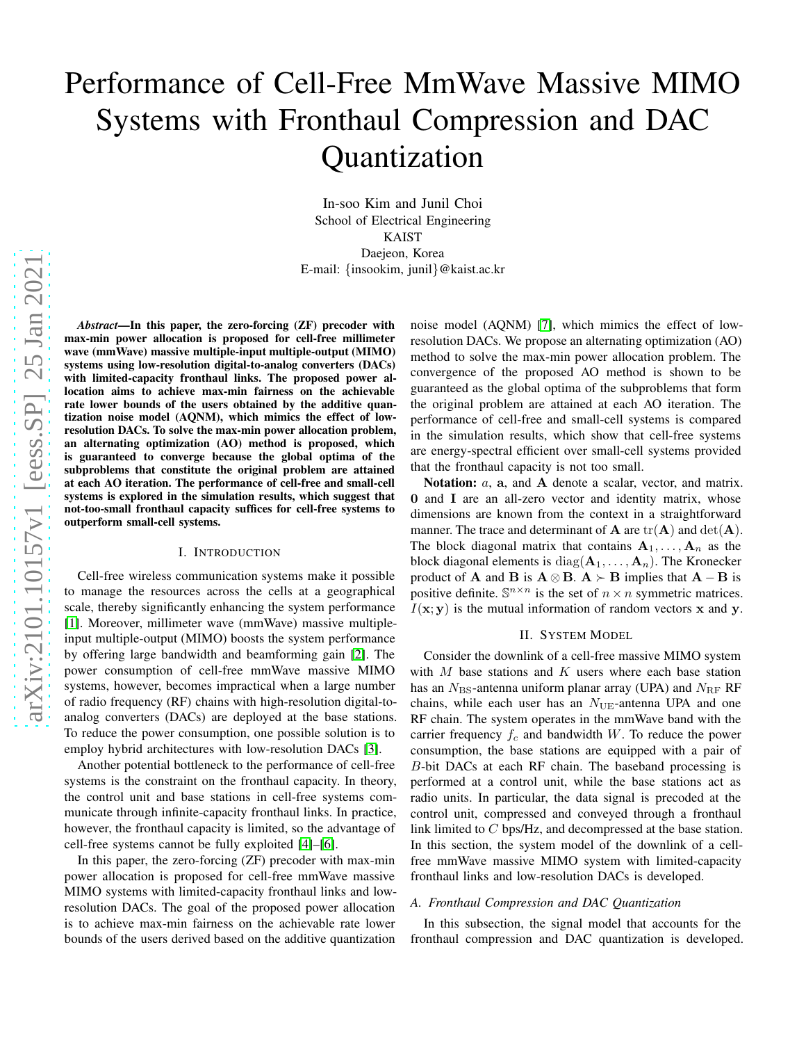# Performance of Cell-Free MmWave Massive MIMO Systems with Fronthaul Compression and DAC Quantization

In-soo Kim and Junil Choi
School of Electrical Engineering
KAIST
Daejeon, Korea
E-mail: {insookim, junil}@kaist.ac.kr

***Abstract*—In this paper, the zero-forcing (ZF) precoder with max-min power allocation is proposed for cell-free millimeter wave (mmWave) massive multiple-input multiple-output (MIMO) systems using low-resolution digital-to-analog converters (DACs) with limited-capacity fronthaul links. The proposed power allocation aims to achieve max-min fairness on the achievable rate lower bounds of the users obtained by the additive quantization noise model (AQNM), which mimics the effect of low-resolution DACs. To solve the max-min power allocation problem, an alternating optimization (AO) method is proposed, which is guaranteed to converge because the global optima of the subproblems that constitute the original problem are attained at each AO iteration. The performance of cell-free and small-cell systems is explored in the simulation results, which suggest that not-too-small fronthaul capacity suffices for cell-free systems to outperform small-cell systems.**

## I. Introduction

Cell-free wireless communication systems make it possible to manage the resources across the cells at a geographical scale, thereby significantly enhancing the system performance [1]. Moreover, millimeter wave (mmWave) massive multiple-input multiple-output (MIMO) boosts the system performance by offering large bandwidth and beamforming gain [2]. The power consumption of cell-free mmWave massive MIMO systems, however, becomes impractical when a large number of radio frequency (RF) chains with high-resolution digital-to-analog converters (DACs) are deployed at the base stations. To reduce the power consumption, one possible solution is to employ hybrid architectures with low-resolution DACs [3].

Another potential bottleneck to the performance of cell-free systems is the constraint on the fronthaul capacity. In theory, the control unit and base stations in cell-free systems communicate through infinite-capacity fronthaul links. In practice, however, the fronthaul capacity is limited, so the advantage of cell-free systems cannot be fully exploited [4]–[6].

In this paper, the zero-forcing (ZF) precoder with max-min power allocation is proposed for cell-free mmWave massive MIMO systems with limited-capacity fronthaul links and low-resolution DACs. The goal of the proposed power allocation is to achieve max-min fairness on the achievable rate lower bounds of the users derived based on the additive quantization noise model (AQNM) [7], which mimics the effect of low-resolution DACs. We propose an alternating optimization (AO) method to solve the max-min power allocation problem. The convergence of the proposed AO method is shown to be guaranteed as the global optima of the subproblems that form the original problem are attained at each AO iteration. The performance of cell-free and small-cell systems is compared in the simulation results, which show that cell-free systems are energy-spectral efficient over small-cell systems provided that the fronthaul capacity is not too small.

**Notation:** $a$, $\mathbf{a}$, and $\mathbf{A}$ denote a scalar, vector, and matrix. $\mathbf{0}$ and $\mathbf{I}$ are an all-zero vector and identity matrix, whose dimensions are known from the context in a straightforward manner. The trace and determinant of $\mathbf{A}$ are $\mathrm{tr}(\mathbf{A})$ and $\det(\mathbf{A})$. The block diagonal matrix that contains $\mathbf{A}_1, \dots, \mathbf{A}_n$ as the block diagonal elements is $\mathrm{diag}(\mathbf{A}_1, \dots, \mathbf{A}_n)$. The Kronecker product of $\mathbf{A}$ and $\mathbf{B}$ is $\mathbf{A} \otimes \mathbf{B}$. $\mathbf{A} \succ \mathbf{B}$ implies that $\mathbf{A} - \mathbf{B}$ is positive definite. $\mathbb{S}^{n \times n}$ is the set of $n \times n$ symmetric matrices. $I(\mathbf{x}; \mathbf{y})$ is the mutual information of random vectors $\mathbf{x}$ and $\mathbf{y}$.

## II. System Model

Consider the downlink of a cell-free massive MIMO system with $M$ base stations and $K$ users where each base station has an $N_{\mathrm{BS}}$-antenna uniform planar array (UPA) and $N_{\mathrm{RF}}$ RF chains, while each user has an $N_{\mathrm{UE}}$-antenna UPA and one RF chain. The system operates in the mmWave band with the carrier frequency $f_c$ and bandwidth $W$. To reduce the power consumption, the base stations are equipped with a pair of $B$-bit DACs at each RF chain. The baseband processing is performed at a control unit, while the base stations act as radio units. In particular, the data signal is precoded at the control unit, compressed and conveyed through a fronthaul link limited to $C$ bps/Hz, and decompressed at the base station. In this section, the system model of the downlink of a cell-free mmWave massive MIMO system with limited-capacity fronthaul links and low-resolution DACs is developed.

### A. Fronthaul Compression and DAC Quantization

In this subsection, the signal model that accounts for the fronthaul compression and DAC quantization is developed.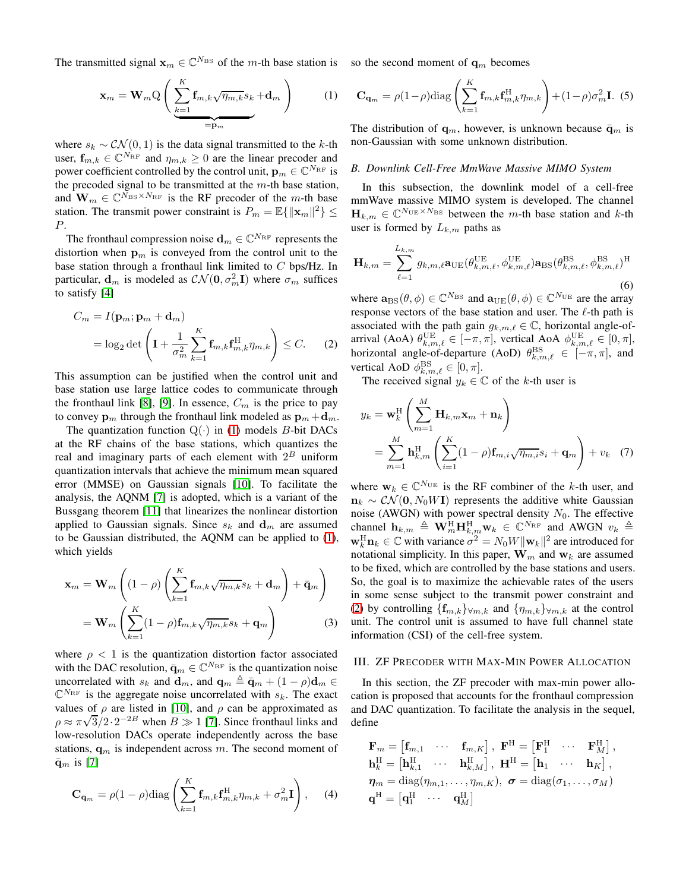The transmitted signal $\mathbf{x}_m \in \mathbb{C}^{N_{\rm BS}}$ of the $m$-th base station is

$$\mathbf{x}_m = \mathbf{W}_m \mathrm{Q}\left(\underbrace{\sum_{k=1}^{K} \mathbf{f}_{m,k}\sqrt{\eta_{m,k}}s_k}_{=\mathbf{p}_m} + \mathbf{d}_m\right) \tag{1}$$

where $s_k \sim \mathcal{CN}(0,1)$ is the data signal transmitted to the $k$-th user, $\mathbf{f}_{m,k} \in \mathbb{C}^{N_{\rm RF}}$ and $\eta_{m,k} \geq 0$ are the linear precoder and power coefficient controlled by the control unit, $\mathbf{p}_m \in \mathbb{C}^{N_{\rm RF}}$ is the precoded signal to be transmitted at the $m$-th base station, and $\mathbf{W}_m \in \mathbb{C}^{N_{\rm BS} \times N_{\rm RF}}$ is the RF precoder of the $m$-th base station. The transmit power constraint is $P_m = \mathbb{E}\{\|\mathbf{x}_m\|^2\} \leq P$.

The fronthaul compression noise $\mathbf{d}_m \in \mathbb{C}^{N_{\rm RF}}$ represents the distortion when $\mathbf{p}_m$ is conveyed from the control unit to the base station through a fronthaul link limited to $C$ bps/Hz. In particular, $\mathbf{d}_m$ is modeled as $\mathcal{CN}(\mathbf{0}, \sigma_m^2\mathbf{I})$ where $\sigma_m$ suffices to satisfy [4]

$$\begin{aligned} C_m &= I(\mathbf{p}_m; \mathbf{p}_m + \mathbf{d}_m) \\ &= \log_2 \det\left(\mathbf{I} + \frac{1}{\sigma_m^2}\sum_{k=1}^{K}\mathbf{f}_{m,k}\mathbf{f}_{m,k}^{\rm H}\eta_{m,k}\right) \leq C. \end{aligned} \tag{2}$$

This assumption can be justified when the control unit and base station use large lattice codes to communicate through the fronthaul link [8], [9]. In essence, $C_m$ is the price to pay to convey $\mathbf{p}_m$ through the fronthaul link modeled as $\mathbf{p}_m + \mathbf{d}_m$.

The quantization function $\mathrm{Q}(\cdot)$ in (1) models $B$-bit DACs at the RF chains of the base stations, which quantizes the real and imaginary parts of each element with $2^B$ uniform quantization intervals that achieve the minimum mean squared error (MMSE) on Gaussian signals [10]. To facilitate the analysis, the AQNM [7] is adopted, which is a variant of the Bussgang theorem [11] that linearizes the nonlinear distortion applied to Gaussian signals. Since $s_k$ and $\mathbf{d}_m$ are assumed to be Gaussian distributed, the AQNM can be applied to (1), which yields

$$\begin{aligned} \mathbf{x}_m &= \mathbf{W}_m\left((1-\rho)\left(\sum_{k=1}^{K}\mathbf{f}_{m,k}\sqrt{\eta_{m,k}}s_k + \mathbf{d}_m\right) + \bar{\mathbf{q}}_m\right) \\ &= \mathbf{W}_m\left(\sum_{k=1}^{K}(1-\rho)\mathbf{f}_{m,k}\sqrt{\eta_{m,k}}s_k + \mathbf{q}_m\right) \end{aligned} \tag{3}$$

where $\rho < 1$ is the quantization distortion factor associated with the DAC resolution, $\bar{\mathbf{q}}_m \in \mathbb{C}^{N_{\rm RF}}$ is the quantization noise uncorrelated with $s_k$ and $\mathbf{d}_m$, and $\mathbf{q}_m \triangleq \bar{\mathbf{q}}_m + (1-\rho)\mathbf{d}_m \in \mathbb{C}^{N_{\rm RF}}$ is the aggregate noise uncorrelated with $s_k$. The exact values of $\rho$ are listed in [10], and $\rho$ can be approximated as $\rho \approx \pi\sqrt{3}/2 \cdot 2^{-2B}$ when $B \gg 1$ [7]. Since fronthaul links and low-resolution DACs operate independently across the base stations, $\mathbf{q}_m$ is independent across $m$. The second moment of $\bar{\mathbf{q}}_m$ is [7]

$$\mathbf{C}_{\bar{\mathbf{q}}_m} = \rho(1-\rho)\mathrm{diag}\left(\sum_{k=1}^{K}\mathbf{f}_{m,k}\mathbf{f}_{m,k}^{\rm H}\eta_{m,k} + \sigma_m^2\mathbf{I}\right), \tag{4}$$

so the second moment of $\mathbf{q}_m$ becomes

$$\mathbf{C}_{\mathbf{q}_m} = \rho(1-\rho)\mathrm{diag}\left(\sum_{k=1}^{K}\mathbf{f}_{m,k}\mathbf{f}_{m,k}^{\rm H}\eta_{m,k}\right) + (1-\rho)\sigma_m^2\mathbf{I}. \tag{5}$$

The distribution of $\mathbf{q}_m$, however, is unknown because $\bar{\mathbf{q}}_m$ is non-Gaussian with some unknown distribution.

### B. Downlink Cell-Free MmWave Massive MIMO System

In this subsection, the downlink model of a cell-free mmWave massive MIMO system is developed. The channel $\mathbf{H}_{k,m} \in \mathbb{C}^{N_{\rm UE} \times N_{\rm BS}}$ between the $m$-th base station and $k$-th user is formed by $L_{k,m}$ paths as

$$\mathbf{H}_{k,m} = \sum_{\ell=1}^{L_{k,m}} g_{k,m,\ell}\mathbf{a}_{\rm UE}(\theta_{k,m,\ell}^{\rm UE}, \phi_{k,m,\ell}^{\rm UE})\mathbf{a}_{\rm BS}(\theta_{k,m,\ell}^{\rm BS}, \phi_{k,m,\ell}^{\rm BS})^{\rm H} \tag{6}$$

where $\mathbf{a}_{\rm BS}(\theta,\phi) \in \mathbb{C}^{N_{\rm BS}}$ and $\mathbf{a}_{\rm UE}(\theta,\phi) \in \mathbb{C}^{N_{\rm UE}}$ are the array response vectors of the base station and user. The $\ell$-th path is associated with the path gain $g_{k,m,\ell} \in \mathbb{C}$, horizontal angle-of-arrival (AoA) $\theta_{k,m,\ell}^{\rm UE} \in [-\pi,\pi]$, vertical AoA $\phi_{k,m,\ell}^{\rm UE} \in [0,\pi]$, horizontal angle-of-departure (AoD) $\theta_{k,m,\ell}^{\rm BS} \in [-\pi,\pi]$, and vertical AoD $\phi_{k,m,\ell}^{\rm BS} \in [0,\pi]$.

The received signal $y_k \in \mathbb{C}$ of the $k$-th user is

$$\begin{aligned} y_k &= \mathbf{w}_k^{\rm H}\left(\sum_{m=1}^{M}\mathbf{H}_{k,m}\mathbf{x}_m + \mathbf{n}_k\right) \\ &= \sum_{m=1}^{M}\mathbf{h}_{k,m}^{\rm H}\left(\sum_{i=1}^{K}(1-\rho)\mathbf{f}_{m,i}\sqrt{\eta_{m,i}}s_i + \mathbf{q}_m\right) + v_k \end{aligned} \tag{7}$$

where $\mathbf{w}_k \in \mathbb{C}^{N_{\rm UE}}$ is the RF combiner of the $k$-th user, and $\mathbf{n}_k \sim \mathcal{CN}(\mathbf{0}, N_0W\mathbf{I})$ represents the additive white Gaussian noise (AWGN) with power spectral density $N_0$. The effective channel $\mathbf{h}_{k,m} \triangleq \mathbf{W}_m^{\rm H}\mathbf{H}_{k,m}^{\rm H}\mathbf{w}_k \in \mathbb{C}^{N_{\rm RF}}$ and AWGN $v_k \triangleq \mathbf{w}_k^{\rm H}\mathbf{n}_k \in \mathbb{C}$ with variance $\sigma^2 = N_0W\|\mathbf{w}_k\|^2$ are introduced for notational simplicity. In this paper, $\mathbf{W}_m$ and $\mathbf{w}_k$ are assumed to be fixed, which are controlled by the base stations and users. So, the goal is to maximize the achievable rates of the users in some sense subject to the transmit power constraint and (2) by controlling $\{\mathbf{f}_{m,k}\}_{\forall m,k}$ and $\{\eta_{m,k}\}_{\forall m,k}$ at the control unit. The control unit is assumed to have full channel state information (CSI) of the cell-free system.

## III. ZF Precoder with Max-Min Power Allocation

In this section, the ZF precoder with max-min power allocation is proposed that accounts for the fronthaul compression and DAC quantization. To facilitate the analysis in the sequel, define

$$\begin{aligned} &\mathbf{F}_m = \begin{bmatrix}\mathbf{f}_{m,1} & \cdots & \mathbf{f}_{m,K}\end{bmatrix}, \ \mathbf{F}^{\rm H} = \begin{bmatrix}\mathbf{F}_1^{\rm H} & \cdots & \mathbf{F}_M^{\rm H}\end{bmatrix}, \\ &\mathbf{h}_k^{\rm H} = \begin{bmatrix}\mathbf{h}_{k,1}^{\rm H} & \cdots & \mathbf{h}_{k,M}^{\rm H}\end{bmatrix}, \ \mathbf{H}^{\rm H} = \begin{bmatrix}\mathbf{h}_1 & \cdots & \mathbf{h}_K\end{bmatrix}, \\ &\boldsymbol{\eta}_m = \mathrm{diag}(\eta_{m,1},\dots,\eta_{m,K}), \ \boldsymbol{\sigma} = \mathrm{diag}(\sigma_1,\dots,\sigma_M) \\ &\mathbf{q}^{\rm H} = \begin{bmatrix}\mathbf{q}_1^{\rm H} & \cdots & \mathbf{q}_M^{\rm H}\end{bmatrix} \end{aligned}$$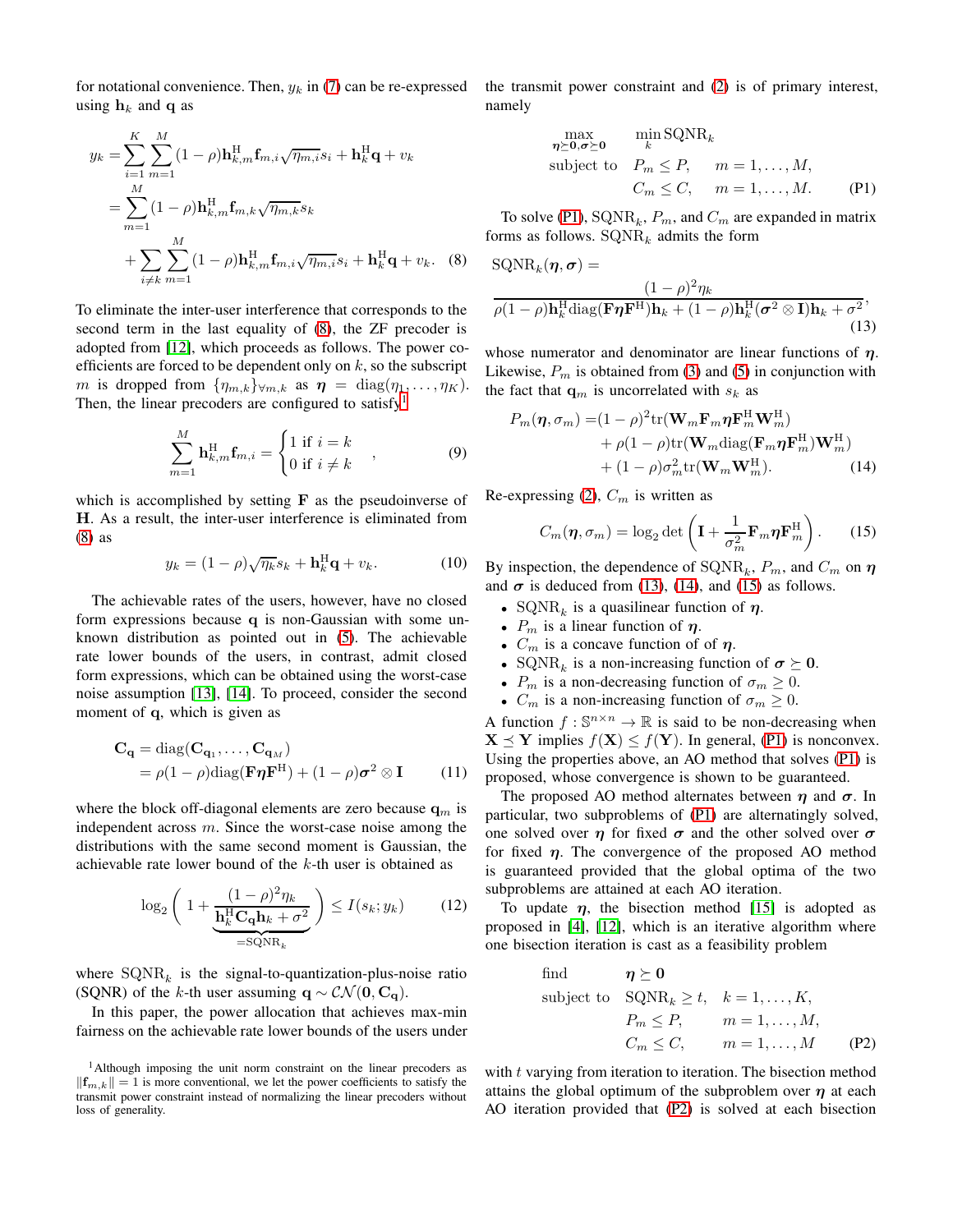for notational convenience. Then, $y_k$ in (7) can be re-expressed using $\mathbf{h}_k$ and $\mathbf{q}$ as

$$
\begin{aligned}
y_k &= \sum_{i=1}^{K}\sum_{m=1}^{M}(1-\rho)\mathbf{h}_{k,m}^{\mathrm{H}}\mathbf{f}_{m,i}\sqrt{\eta_{m,i}}s_i + \mathbf{h}_k^{\mathrm{H}}\mathbf{q} + v_k \\
&= \sum_{m=1}^{M}(1-\rho)\mathbf{h}_{k,m}^{\mathrm{H}}\mathbf{f}_{m,k}\sqrt{\eta_{m,k}}s_k \\
&\quad + \sum_{i\neq k}\sum_{m=1}^{M}(1-\rho)\mathbf{h}_{k,m}^{\mathrm{H}}\mathbf{f}_{m,i}\sqrt{\eta_{m,i}}s_i + \mathbf{h}_k^{\mathrm{H}}\mathbf{q} + v_k. \quad (8)
\end{aligned}
$$

To eliminate the inter-user interference that corresponds to the second term in the last equality of (8), the ZF precoder is adopted from [12], which proceeds as follows. The power coefficients are forced to be dependent only on $k$, so the subscript $m$ is dropped from $\{\eta_{m,k}\}_{\forall m,k}$ as $\boldsymbol{\eta} = \mathrm{diag}(\eta_1,\dots,\eta_K)$. Then, the linear precoders are configured to satisfy[1]

$$
\sum_{m=1}^{M}\mathbf{h}_{k,m}^{\mathrm{H}}\mathbf{f}_{m,i} = \begin{cases} 1 \text{ if } i = k \\ 0 \text{ if } i \neq k \end{cases}, \quad (9)
$$

which is accomplished by setting $\mathbf{F}$ as the pseudoinverse of $\mathbf{H}$. As a result, the inter-user interference is eliminated from (8) as

$$
y_k = (1-\rho)\sqrt{\eta_k}s_k + \mathbf{h}_k^{\mathrm{H}}\mathbf{q} + v_k. \quad (10)
$$

The achievable rates of the users, however, have no closed form expressions because $\mathbf{q}$ is non-Gaussian with some unknown distribution as pointed out in (5). The achievable rate lower bounds of the users, in contrast, admit closed form expressions, which can be obtained using the worst-case noise assumption [13], [14]. To proceed, consider the second moment of $\mathbf{q}$, which is given as

$$
\begin{aligned}
\mathbf{C}_{\mathbf{q}} &= \mathrm{diag}(\mathbf{C}_{\mathbf{q}_1},\dots,\mathbf{C}_{\mathbf{q}_M}) \\
&= \rho(1-\rho)\mathrm{diag}(\mathbf{F}\boldsymbol{\eta}\mathbf{F}^{\mathrm{H}}) + (1-\rho)\boldsymbol{\sigma}^2\otimes\mathbf{I} \quad (11)
\end{aligned}
$$

where the block off-diagonal elements are zero because $\mathbf{q}_m$ is independent across $m$. Since the worst-case noise among the distributions with the same second moment is Gaussian, the achievable rate lower bound of the $k$-th user is obtained as

$$
\log_2\Bigg(1 + \underbrace{\frac{(1-\rho)^2\eta_k}{\mathbf{h}_k^{\mathrm{H}}\mathbf{C}_{\mathbf{q}}\mathbf{h}_k + \sigma^2}}_{=\mathrm{SQNR}_k}\Bigg) \leq I(s_k; y_k) \quad (12)
$$

where $\mathrm{SQNR}_k$ is the signal-to-quantization-plus-noise ratio (SQNR) of the $k$-th user assuming $\mathbf{q}\sim\mathcal{CN}(\mathbf{0},\mathbf{C}_{\mathbf{q}})$.

In this paper, the power allocation that achieves max-min fairness on the achievable rate lower bounds of the users under the transmit power constraint and (2) is of primary interest, namely

$$
\begin{aligned}
\max_{\boldsymbol{\eta}\succeq\mathbf{0},\boldsymbol{\sigma}\succeq\mathbf{0}} \quad & \min_k \mathrm{SQNR}_k \\
\text{subject to} \quad & P_m \leq P, \quad m = 1,\dots,M, \\
& C_m \leq C, \quad m = 1,\dots,M. \quad \text{(P1)}
\end{aligned}
$$

To solve (P1), $\mathrm{SQNR}_k$, $P_m$, and $C_m$ are expanded in matrix forms as follows. $\mathrm{SQNR}_k$ admits the form

$$
\mathrm{SQNR}_k(\boldsymbol{\eta},\boldsymbol{\sigma}) = \frac{(1-\rho)^2\eta_k}{\rho(1-\rho)\mathbf{h}_k^{\mathrm{H}}\mathrm{diag}(\mathbf{F}\boldsymbol{\eta}\mathbf{F}^{\mathrm{H}})\mathbf{h}_k + (1-\rho)\mathbf{h}_k^{\mathrm{H}}(\boldsymbol{\sigma}^2\otimes\mathbf{I})\mathbf{h}_k + \sigma^2}, \quad (13)
$$

whose numerator and denominator are linear functions of $\boldsymbol{\eta}$. Likewise, $P_m$ is obtained from (3) and (5) in conjunction with the fact that $\mathbf{q}_m$ is uncorrelated with $s_k$ as

$$
\begin{aligned}
P_m(\boldsymbol{\eta},\sigma_m) =& (1-\rho)^2\mathrm{tr}(\mathbf{W}_m\mathbf{F}_m\boldsymbol{\eta}\mathbf{F}_m^{\mathrm{H}}\mathbf{W}_m^{\mathrm{H}}) \\
&+ \rho(1-\rho)\mathrm{tr}(\mathbf{W}_m\mathrm{diag}(\mathbf{F}_m\boldsymbol{\eta}\mathbf{F}_m^{\mathrm{H}})\mathbf{W}_m^{\mathrm{H}}) \\
&+ (1-\rho)\sigma_m^2\mathrm{tr}(\mathbf{W}_m\mathbf{W}_m^{\mathrm{H}}). \quad (14)
\end{aligned}
$$

Re-expressing (2), $C_m$ is written as

$$
C_m(\boldsymbol{\eta},\sigma_m) = \log_2\det\left(\mathbf{I} + \frac{1}{\sigma_m^2}\mathbf{F}_m\boldsymbol{\eta}\mathbf{F}_m^{\mathrm{H}}\right). \quad (15)
$$

By inspection, the dependence of $\mathrm{SQNR}_k$, $P_m$, and $C_m$ on $\boldsymbol{\eta}$ and $\boldsymbol{\sigma}$ is deduced from (13), (14), and (15) as follows.

- $\mathrm{SQNR}_k$ is a quasilinear function of $\boldsymbol{\eta}$.
- $P_m$ is a linear function of $\boldsymbol{\eta}$.
- $C_m$ is a concave function of of $\boldsymbol{\eta}$.
- $\mathrm{SQNR}_k$ is a non-increasing function of $\boldsymbol{\sigma}\succeq\mathbf{0}$.
- $P_m$ is a non-decreasing function of $\sigma_m \geq 0$.
- $C_m$ is a non-increasing function of $\sigma_m \geq 0$.

A function $f:\mathbb{S}^{n\times n}\to\mathbb{R}$ is said to be non-decreasing when $\mathbf{X}\preceq\mathbf{Y}$ implies $f(\mathbf{X})\leq f(\mathbf{Y})$. In general, (P1) is nonconvex. Using the properties above, an AO method that solves (P1) is proposed, whose convergence is shown to be guaranteed.

The proposed AO method alternates between $\boldsymbol{\eta}$ and $\boldsymbol{\sigma}$. In particular, two subproblems of (P1) are alternatingly solved, one solved over $\boldsymbol{\eta}$ for fixed $\boldsymbol{\sigma}$ and the other solved over $\boldsymbol{\sigma}$ for fixed $\boldsymbol{\eta}$. The convergence of the proposed AO method is guaranteed provided that the global optima of the two subproblems are attained at each AO iteration.

To update $\boldsymbol{\eta}$, the bisection method [15] is adopted as proposed in [4], [12], which is an iterative algorithm where one bisection iteration is cast as a feasibility problem

$$
\begin{aligned}
\text{find} \quad & \boldsymbol{\eta}\succeq\mathbf{0} \\
\text{subject to} \quad & \mathrm{SQNR}_k \geq t, \quad k = 1,\dots,K, \\
& P_m \leq P, \quad m = 1,\dots,M, \\
& C_m \leq C, \quad m = 1,\dots,M \quad \text{(P2)}
\end{aligned}
$$

with $t$ varying from iteration to iteration. The bisection method attains the global optimum of the subproblem over $\boldsymbol{\eta}$ at each AO iteration provided that (P2) is solved at each bisection

[1] Although imposing the unit norm constraint on the linear precoders as $\|\mathbf{f}_{m,k}\| = 1$ is more conventional, we let the power coefficients to satisfy the transmit power constraint instead of normalizing the linear precoders without loss of generality.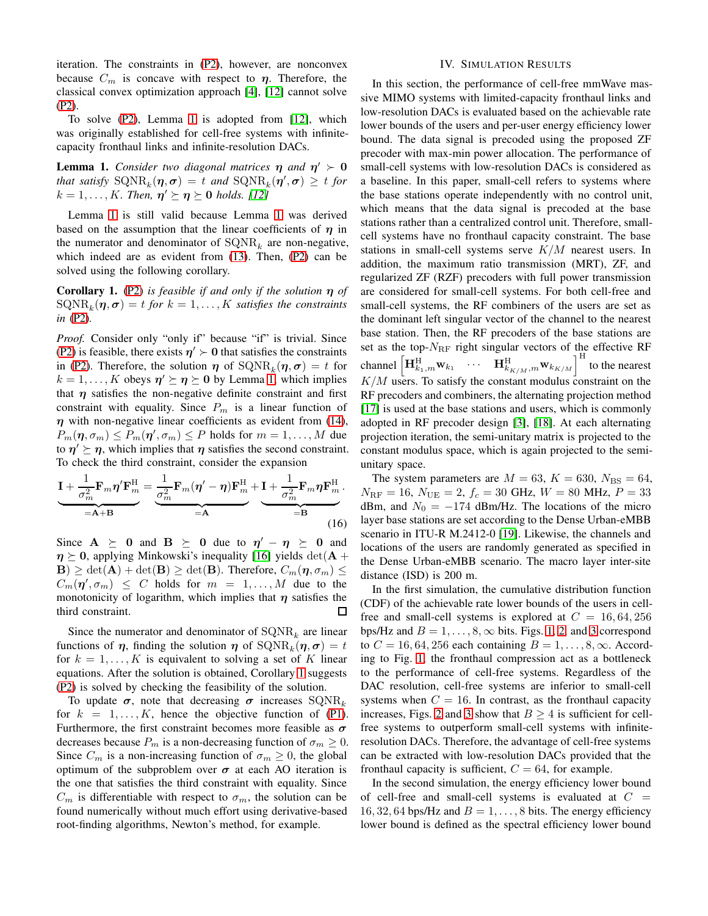iteration. The constraints in (P2), however, are nonconvex because $C_m$ is concave with respect to $\boldsymbol{\eta}$. Therefore, the classical convex optimization approach [4], [12] cannot solve (P2).

To solve (P2), Lemma 1 is adopted from [12], which was originally established for cell-free systems with infinite-capacity fronthaul links and infinite-resolution DACs.

**Lemma 1.** *Consider two diagonal matrices $\boldsymbol{\eta}$ and $\boldsymbol{\eta}' \succ \mathbf{0}$ that satisfy $\mathrm{SQNR}_k(\boldsymbol{\eta}, \boldsymbol{\sigma}) = t$ and $\mathrm{SQNR}_k(\boldsymbol{\eta}', \boldsymbol{\sigma}) \geq t$ for $k = 1, \dots, K$. Then, $\boldsymbol{\eta}' \succeq \boldsymbol{\eta} \succeq \mathbf{0}$ holds. [12]*

Lemma 1 is still valid because Lemma 1 was derived based on the assumption that the linear coefficients of $\boldsymbol{\eta}$ in the numerator and denominator of $\mathrm{SQNR}_k$ are non-negative, which indeed are as evident from (13). Then, (P2) can be solved using the following corollary.

**Corollary 1.** *(P2) is feasible if and only if the solution $\boldsymbol{\eta}$ of $\mathrm{SQNR}_k(\boldsymbol{\eta}, \boldsymbol{\sigma}) = t$ for $k = 1, \dots, K$ satisfies the constraints in (P2).*

*Proof.* Consider only "only if" because "if" is trivial. Since (P2) is feasible, there exists $\boldsymbol{\eta}' \succ \mathbf{0}$ that satisfies the constraints in (P2). Therefore, the solution $\boldsymbol{\eta}$ of $\mathrm{SQNR}_k(\boldsymbol{\eta}, \boldsymbol{\sigma}) = t$ for $k = 1, \dots, K$ obeys $\boldsymbol{\eta}' \succeq \boldsymbol{\eta} \succeq \mathbf{0}$ by Lemma 1, which implies that $\boldsymbol{\eta}$ satisfies the non-negative definite constraint and first constraint with equality. Since $P_m$ is a linear function of $\boldsymbol{\eta}$ with non-negative linear coefficients as evident from (14), $P_m(\boldsymbol{\eta}, \sigma_m) \leq P_m(\boldsymbol{\eta}', \sigma_m) \leq P$ holds for $m = 1, \dots, M$ due to $\boldsymbol{\eta}' \succeq \boldsymbol{\eta}$, which implies that $\boldsymbol{\eta}$ satisfies the second constraint. To check the third constraint, consider the expansion

$$\underbrace{\mathbf{I} + \frac{1}{\sigma_m^2}\mathbf{F}_m \boldsymbol{\eta}' \mathbf{F}_m^{\mathrm{H}}}_{=\mathbf{A}+\mathbf{B}} = \underbrace{\frac{1}{\sigma_m^2}\mathbf{F}_m(\boldsymbol{\eta}' - \boldsymbol{\eta})\mathbf{F}_m^{\mathrm{H}}}_{=\mathbf{A}} + \underbrace{\mathbf{I} + \frac{1}{\sigma_m^2}\mathbf{F}_m \boldsymbol{\eta} \mathbf{F}_m^{\mathrm{H}}}_{=\mathbf{B}}. \tag{16}$$

Since $\mathbf{A} \succeq \mathbf{0}$ and $\mathbf{B} \succeq \mathbf{0}$ due to $\boldsymbol{\eta}' - \boldsymbol{\eta} \succeq \mathbf{0}$ and $\boldsymbol{\eta} \succeq \mathbf{0}$, applying Minkowski's inequality [16] yields $\det(\mathbf{A} + \mathbf{B}) \geq \det(\mathbf{A}) + \det(\mathbf{B}) \geq \det(\mathbf{B})$. Therefore, $C_m(\boldsymbol{\eta}, \sigma_m) \leq C_m(\boldsymbol{\eta}', \sigma_m) \leq C$ holds for $m = 1, \dots, M$ due to the monotonicity of logarithm, which implies that $\boldsymbol{\eta}$ satisfies the third constraint. ∎

Since the numerator and denominator of $\mathrm{SQNR}_k$ are linear functions of $\boldsymbol{\eta}$, finding the solution $\boldsymbol{\eta}$ of $\mathrm{SQNR}_k(\boldsymbol{\eta}, \boldsymbol{\sigma}) = t$ for $k = 1, \dots, K$ is equivalent to solving a set of $K$ linear equations. After the solution is obtained, Corollary 1 suggests (P2) is solved by checking the feasibility of the solution.

To update $\boldsymbol{\sigma}$, note that decreasing $\boldsymbol{\sigma}$ increases $\mathrm{SQNR}_k$ for $k = 1, \dots, K$, hence the objective function of (P1). Furthermore, the first constraint becomes more feasible as $\boldsymbol{\sigma}$ decreases because $P_m$ is a non-decreasing function of $\sigma_m \geq 0$. Since $C_m$ is a non-increasing function of $\sigma_m \geq 0$, the global optimum of the subproblem over $\boldsymbol{\sigma}$ at each AO iteration is the one that satisfies the third constraint with equality. Since $C_m$ is differentiable with respect to $\sigma_m$, the solution can be found numerically without much effort using derivative-based root-finding algorithms, Newton's method, for example.

## IV. Simulation Results

In this section, the performance of cell-free mmWave massive MIMO systems with limited-capacity fronthaul links and low-resolution DACs is evaluated based on the achievable rate lower bounds of the users and per-user energy efficiency lower bound. The data signal is precoded using the proposed ZF precoder with max-min power allocation. The performance of small-cell systems with low-resolution DACs is considered as a baseline. In this paper, small-cell refers to systems where the base stations operate independently with no control unit, which means that the data signal is precoded at the base stations rather than a centralized control unit. Therefore, small-cell systems have no fronthaul capacity constraint. The base stations in small-cell systems serve $K/M$ nearest users. In addition, the maximum ratio transmission (MRT), ZF, and regularized ZF (RZF) precoders with full power transmission are considered for small-cell systems. For both cell-free and small-cell systems, the RF combiners of the users are set as the dominant left singular vector of the channel to the nearest base station. Then, the RF precoders of the base stations are set as the top-$N_{\mathrm{RF}}$ right singular vectors of the effective RF channel $\begin{bmatrix} \mathbf{H}_{k_1,m}^{\mathrm{H}}\mathbf{w}_{k_1} & \cdots & \mathbf{H}_{k_{K/M},m}^{\mathrm{H}}\mathbf{w}_{k_{K/M}} \end{bmatrix}^{\mathrm{H}}$ to the nearest $K/M$ users. To satisfy the constant modulus constraint on the RF precoders and combiners, the alternating projection method [17] is used at the base stations and users, which is commonly adopted in RF precoder design [3], [18]. At each alternating projection iteration, the semi-unitary matrix is projected to the constant modulus space, which is again projected to the semi-unitary space.

The system parameters are $M = 63$, $K = 630$, $N_{\mathrm{BS}} = 64$, $N_{\mathrm{RF}} = 16$, $N_{\mathrm{UE}} = 2$, $f_c = 30$ GHz, $W = 80$ MHz, $P = 33$ dBm, and $N_0 = -174$ dBm/Hz. The locations of the micro layer base stations are set according to the Dense Urban-eMBB scenario in ITU-R M.2412-0 [19]. Likewise, the channels and locations of the users are randomly generated as specified in the Dense Urban-eMBB scenario. The macro layer inter-site distance (ISD) is 200 m.

In the first simulation, the cumulative distribution function (CDF) of the achievable rate lower bounds of the users in cell-free and small-cell systems is explored at $C = 16, 64, 256$ bps/Hz and $B = 1, \dots, 8, \infty$ bits. Figs. 1, 2, and 3 correspond to $C = 16, 64, 256$ each containing $B = 1, \dots, 8, \infty$. According to Fig. 1, the fronthaul compression act as a bottleneck to the performance of cell-free systems. Regardless of the DAC resolution, cell-free systems are inferior to small-cell systems when $C = 16$. In contrast, as the fronthaul capacity increases, Figs. 2 and 3 show that $B \geq 4$ is sufficient for cell-free systems to outperform small-cell systems with infinite-resolution DACs. Therefore, the advantage of cell-free systems can be extracted with low-resolution DACs provided that the fronthaul capacity is sufficient, $C = 64$, for example.

In the second simulation, the energy efficiency lower bound of cell-free and small-cell systems is evaluated at $C = 16, 32, 64$ bps/Hz and $B = 1, \dots, 8$ bits. The energy efficiency lower bound is defined as the spectral efficiency lower bound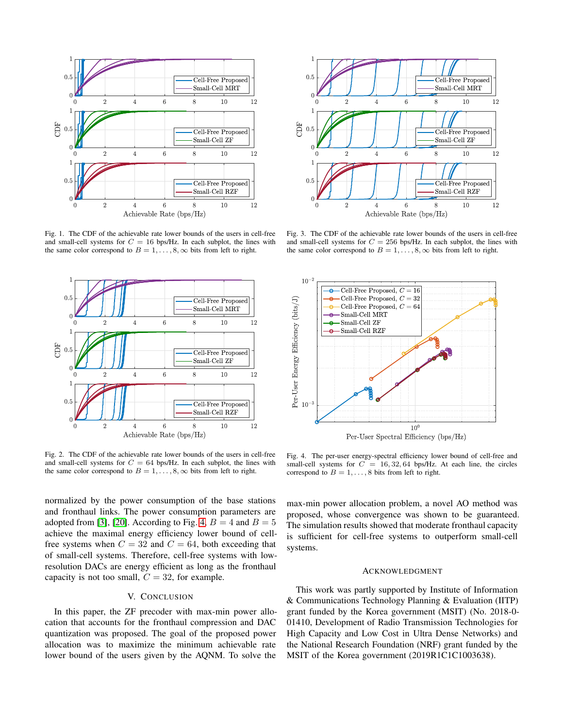Fig. 1. The CDF of the achievable rate lower bounds of the users in cell-free and small-cell systems for $C = 16$ bps/Hz. In each subplot, the lines with the same color correspond to $B = 1, \dots, 8, \infty$ bits from left to right.

Fig. 2. The CDF of the achievable rate lower bounds of the users in cell-free and small-cell systems for $C = 64$ bps/Hz. In each subplot, the lines with the same color correspond to $B = 1, \dots, 8, \infty$ bits from left to right.

Fig. 3. The CDF of the achievable rate lower bounds of the users in cell-free and small-cell systems for $C = 256$ bps/Hz. In each subplot, the lines with the same color correspond to $B = 1, \dots, 8, \infty$ bits from left to right.

Fig. 4. The per-user energy-spectral efficiency lower bound of cell-free and small-cell systems for $C = 16, 32, 64$ bps/Hz. At each line, the circles correspond to $B = 1, \dots, 8$ bits from left to right.

normalized by the power consumption of the base stations and fronthaul links. The power consumption parameters are adopted from [3], [20]. According to Fig. 4, $B = 4$ and $B = 5$ achieve the maximal energy efficiency lower bound of cell-free systems when $C = 32$ and $C = 64$, both exceeding that of small-cell systems. Therefore, cell-free systems with low-resolution DACs are energy efficient as long as the fronthaul capacity is not too small, $C = 32$, for example.

## V. Conclusion

In this paper, the ZF precoder with max-min power allocation that accounts for the fronthaul compression and DAC quantization was proposed. The goal of the proposed power allocation was to maximize the minimum achievable rate lower bound of the users given by the AQNM. To solve the max-min power allocation problem, a novel AO method was proposed, whose convergence was shown to be guaranteed. The simulation results showed that moderate fronthaul capacity is sufficient for cell-free systems to outperform small-cell systems.

## Acknowledgment

This work was partly supported by Institute of Information & Communications Technology Planning & Evaluation (IITP) grant funded by the Korea government (MSIT) (No. 2018-0-01410, Development of Radio Transmission Technologies for High Capacity and Low Cost in Ultra Dense Networks) and the National Research Foundation (NRF) grant funded by the MSIT of the Korea government (2019R1C1C1003638).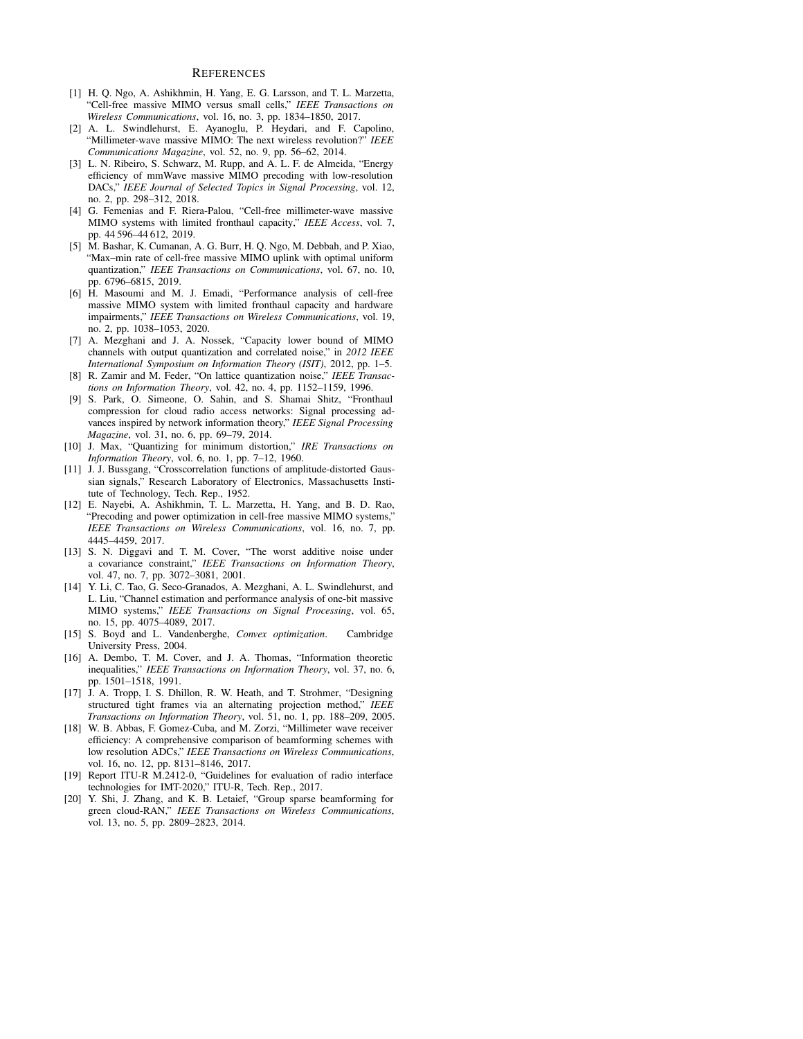# References

[1] H. Q. Ngo, A. Ashikhmin, H. Yang, E. G. Larsson, and T. L. Marzetta, "Cell-free massive MIMO versus small cells," *IEEE Transactions on Wireless Communications*, vol. 16, no. 3, pp. 1834–1850, 2017.

[2] A. L. Swindlehurst, E. Ayanoglu, P. Heydari, and F. Capolino, "Millimeter-wave massive MIMO: The next wireless revolution?" *IEEE Communications Magazine*, vol. 52, no. 9, pp. 56–62, 2014.

[3] L. N. Ribeiro, S. Schwarz, M. Rupp, and A. L. F. de Almeida, "Energy efficiency of mmWave massive MIMO precoding with low-resolution DACs," *IEEE Journal of Selected Topics in Signal Processing*, vol. 12, no. 2, pp. 298–312, 2018.

[4] G. Femenias and F. Riera-Palou, "Cell-free millimeter-wave massive MIMO systems with limited fronthaul capacity," *IEEE Access*, vol. 7, pp. 44 596–44 612, 2019.

[5] M. Bashar, K. Cumanan, A. G. Burr, H. Q. Ngo, M. Debbah, and P. Xiao, "Max–min rate of cell-free massive MIMO uplink with optimal uniform quantization," *IEEE Transactions on Communications*, vol. 67, no. 10, pp. 6796–6815, 2019.

[6] H. Masoumi and M. J. Emadi, "Performance analysis of cell-free massive MIMO system with limited fronthaul capacity and hardware impairments," *IEEE Transactions on Wireless Communications*, vol. 19, no. 2, pp. 1038–1053, 2020.

[7] A. Mezghani and J. A. Nossek, "Capacity lower bound of MIMO channels with output quantization and correlated noise," in *2012 IEEE International Symposium on Information Theory (ISIT)*, 2012, pp. 1–5.

[8] R. Zamir and M. Feder, "On lattice quantization noise," *IEEE Transactions on Information Theory*, vol. 42, no. 4, pp. 1152–1159, 1996.

[9] S. Park, O. Simeone, O. Sahin, and S. Shamai Shitz, "Fronthaul compression for cloud radio access networks: Signal processing advances inspired by network information theory," *IEEE Signal Processing Magazine*, vol. 31, no. 6, pp. 69–79, 2014.

[10] J. Max, "Quantizing for minimum distortion," *IRE Transactions on Information Theory*, vol. 6, no. 1, pp. 7–12, 1960.

[11] J. J. Bussgang, "Crosscorrelation functions of amplitude-distorted Gaussian signals," Research Laboratory of Electronics, Massachusetts Institute of Technology, Tech. Rep., 1952.

[12] E. Nayebi, A. Ashikhmin, T. L. Marzetta, H. Yang, and B. D. Rao, "Precoding and power optimization in cell-free massive MIMO systems," *IEEE Transactions on Wireless Communications*, vol. 16, no. 7, pp. 4445–4459, 2017.

[13] S. N. Diggavi and T. M. Cover, "The worst additive noise under a covariance constraint," *IEEE Transactions on Information Theory*, vol. 47, no. 7, pp. 3072–3081, 2001.

[14] Y. Li, C. Tao, G. Seco-Granados, A. Mezghani, A. L. Swindlehurst, and L. Liu, "Channel estimation and performance analysis of one-bit massive MIMO systems," *IEEE Transactions on Signal Processing*, vol. 65, no. 15, pp. 4075–4089, 2017.

[15] S. Boyd and L. Vandenberghe, *Convex optimization*. Cambridge University Press, 2004.

[16] A. Dembo, T. M. Cover, and J. A. Thomas, "Information theoretic inequalities," *IEEE Transactions on Information Theory*, vol. 37, no. 6, pp. 1501–1518, 1991.

[17] J. A. Tropp, I. S. Dhillon, R. W. Heath, and T. Strohmer, "Designing structured tight frames via an alternating projection method," *IEEE Transactions on Information Theory*, vol. 51, no. 1, pp. 188–209, 2005.

[18] W. B. Abbas, F. Gomez-Cuba, and M. Zorzi, "Millimeter wave receiver efficiency: A comprehensive comparison of beamforming schemes with low resolution ADCs," *IEEE Transactions on Wireless Communications*, vol. 16, no. 12, pp. 8131–8146, 2017.

[19] Report ITU-R M.2412-0, "Guidelines for evaluation of radio interface technologies for IMT-2020," ITU-R, Tech. Rep., 2017.

[20] Y. Shi, J. Zhang, and K. B. Letaief, "Group sparse beamforming for green cloud-RAN," *IEEE Transactions on Wireless Communications*, vol. 13, no. 5, pp. 2809–2823, 2014.